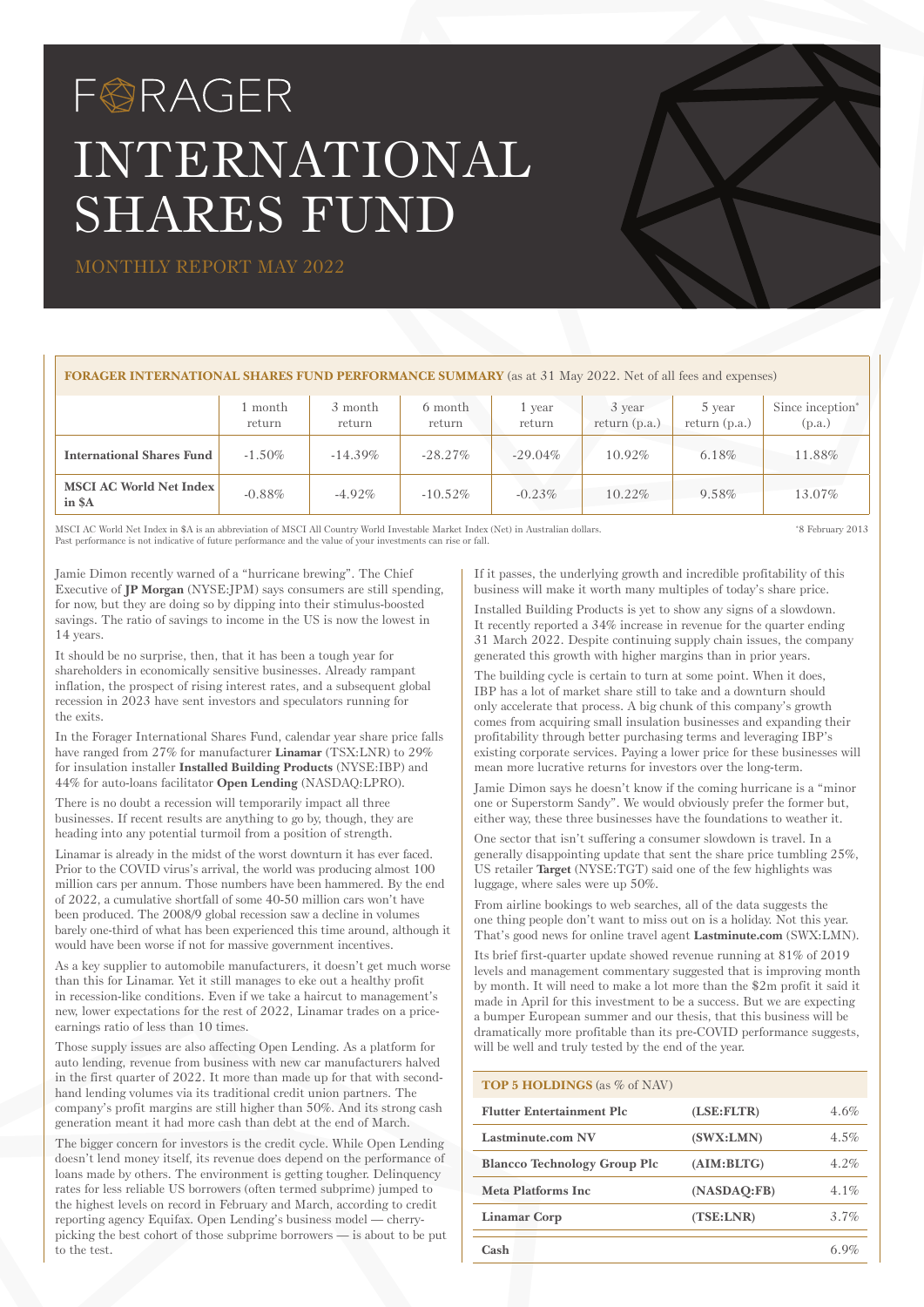# FORAGER

# INTERNATIONAL SHARES FUND

MONTHLY REPORT MAY 2022

**FORAGER INTERNATIONAL SHARES FUND PERFORMANCE SUMMARY** (as at 31 May 2022. Net of all fees and expenses)

| | 1 month return | 3 month return | 6 month return | 1 year return | 3 year return (p.a.) | 5 year return (p.a.) | Since inception* (p.a.) |
|---|---|---|---|---|---|---|---|
| **International Shares Fund** | -1.50% | -14.39% | -28.27% | -29.04% | 10.92% | 6.18% | 11.88% |
| **MSCI AC World Net Index in $A** | -0.88% | -4.92% | -10.52% | -0.23% | 10.22% | 9.58% | 13.07% |

MSCI AC World Net Index in $A is an abbreviation of MSCI All Country World Investable Market Index (Net) in Australian dollars.
Past performance is not indicative of future performance and the value of your investments can rise or fall.

*8 February 2013

Jamie Dimon recently warned of a "hurricane brewing". The Chief Executive of **JP Morgan** (NYSE:JPM) says consumers are still spending, for now, but they are doing so by dipping into their stimulus-boosted savings. The ratio of savings to income in the US is now the lowest in 14 years.

It should be no surprise, then, that it has been a tough year for shareholders in economically sensitive businesses. Already rampant inflation, the prospect of rising interest rates, and a subsequent global recession in 2023 have sent investors and speculators running for the exits.

In the Forager International Shares Fund, calendar year share price falls have ranged from 27% for manufacturer **Linamar** (TSX:LNR) to 29% for insulation installer **Installed Building Products** (NYSE:IBP) and 44% for auto-loans facilitator **Open Lending** (NASDAQ:LPRO).

There is no doubt a recession will temporarily impact all three businesses. If recent results are anything to go by, though, they are heading into any potential turmoil from a position of strength.

Linamar is already in the midst of the worst downturn it has ever faced. Prior to the COVID virus's arrival, the world was producing almost 100 million cars per annum. Those numbers have been hammered. By the end of 2022, a cumulative shortfall of some 40-50 million cars won't have been produced. The 2008/9 global recession saw a decline in volumes barely one-third of what has been experienced this time around, although it would have been worse if not for massive government incentives.

As a key supplier to automobile manufacturers, it doesn't get much worse than this for Linamar. Yet it still manages to eke out a healthy profit in recession-like conditions. Even if we take a haircut to management's new, lower expectations for the rest of 2022, Linamar trades on a price-earnings ratio of less than 10 times.

Those supply issues are also affecting Open Lending. As a platform for auto lending, revenue from business with new car manufacturers halved in the first quarter of 2022. It more than made up for that with second-hand lending volumes via its traditional credit union partners. The company's profit margins are still higher than 50%. And its strong cash generation meant it had more cash than debt at the end of March.

The bigger concern for investors is the credit cycle. While Open Lending doesn't lend money itself, its revenue does depend on the performance of loans made by others. The environment is getting tougher. Delinquency rates for less reliable US borrowers (often termed subprime) jumped to the highest levels on record in February and March, according to credit reporting agency Equifax. Open Lending's business model — cherry-picking the best cohort of those subprime borrowers — is about to be put to the test.

If it passes, the underlying growth and incredible profitability of this business will make it worth many multiples of today's share price.

Installed Building Products is yet to show any signs of a slowdown. It recently reported a 34% increase in revenue for the quarter ending 31 March 2022. Despite continuing supply chain issues, the company generated this growth with higher margins than in prior years.

The building cycle is certain to turn at some point. When it does, IBP has a lot of market share still to take and a downturn should only accelerate that process. A big chunk of this company's growth comes from acquiring small insulation businesses and expanding their profitability through better purchasing terms and leveraging IBP's existing corporate services. Paying a lower price for these businesses will mean more lucrative returns for investors over the long-term.

Jamie Dimon says he doesn't know if the coming hurricane is a "minor one or Superstorm Sandy". We would obviously prefer the former but, either way, these three businesses have the foundations to weather it.

One sector that isn't suffering a consumer slowdown is travel. In a generally disappointing update that sent the share price tumbling 25%, US retailer **Target** (NYSE:TGT) said one of the few highlights was luggage, where sales were up 50%.

From airline bookings to web searches, all of the data suggests the one thing people don't want to miss out on is a holiday. Not this year. That's good news for online travel agent **Lastminute.com** (SWX:LMN).

Its brief first-quarter update showed revenue running at 81% of 2019 levels and management commentary suggested that is improving month by month. It will need to make a lot more than the $2m profit it said it made in April for this investment to be a success. But we are expecting a bumper European summer and our thesis, that this business will be dramatically more profitable than its pre-COVID performance suggests, will be well and truly tested by the end of the year.

**TOP 5 HOLDINGS** (as % of NAV)

| | | |
|---|---|---|
| **Flutter Entertainment Plc** | **(LSE:FLTR)** | 4.6% |
| **Lastminute.com NV** | **(SWX:LMN)** | 4.5% |
| **Blancco Technology Group Plc** | **(AIM:BLTG)** | 4.2% |
| **Meta Platforms Inc** | **(NASDAQ:FB)** | 4.1% |
| **Linamar Corp** | **(TSE:LNR)** | 3.7% |
| **Cash** | | 6.9% |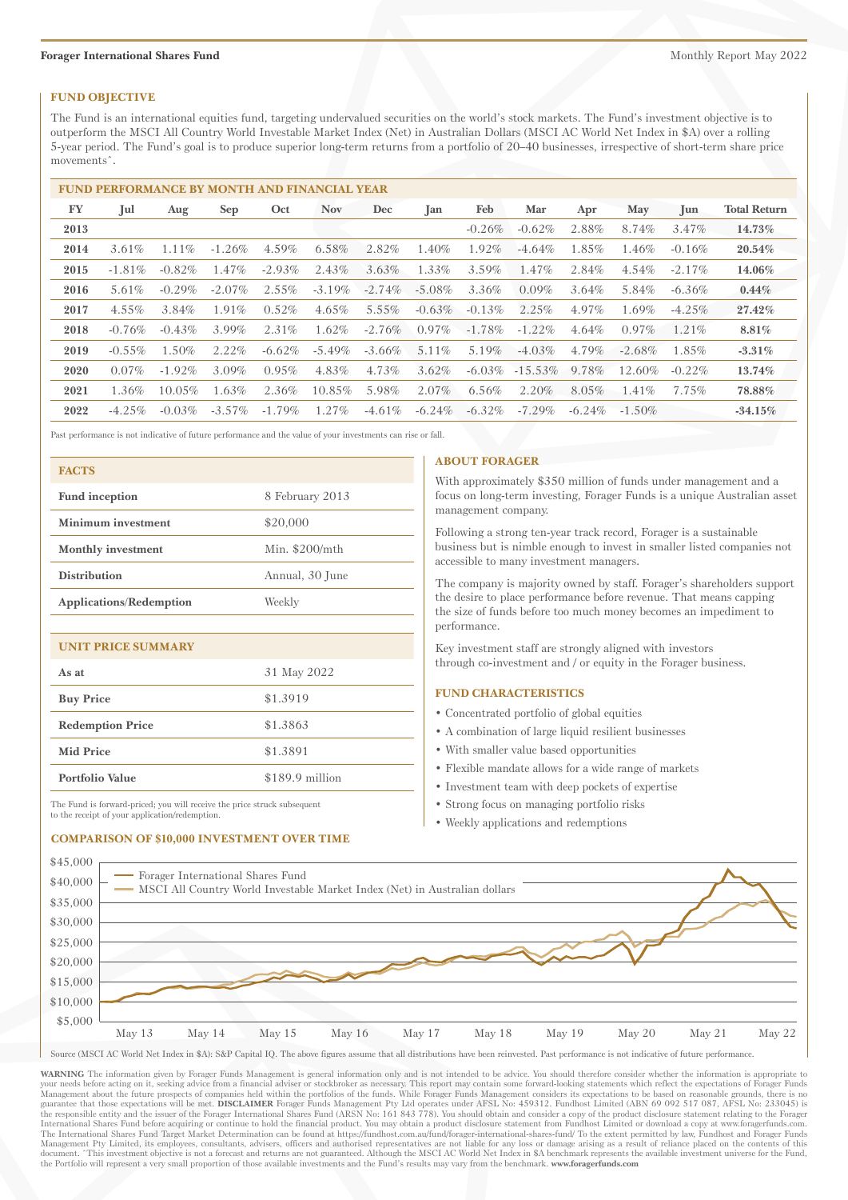### FUND OBJECTIVE

The Fund is an international equities fund, targeting undervalued securities on the world's stock markets. The Fund's investment objective is to outperform the MSCI All Country World Investable Market Index (Net) in Australian Dollars (MSCI AC World Net Index in $A) over a rolling 5-year period. The Fund's goal is to produce superior long-term returns from a portfolio of 20–40 businesses, irrespective of short-term share price movements^.

### FUND PERFORMANCE BY MONTH AND FINANCIAL YEAR

| FY | Jul | Aug | Sep | Oct | Nov | Dec | Jan | Feb | Mar | Apr | May | Jun | Total Return |
|---|---|---|---|---|---|---|---|---|---|---|---|---|---|
| **2013** | | | | | | | | -0.26% | -0.62% | 2.88% | 8.74% | 3.47% | **14.73%** |
| **2014** | 3.61% | 1.11% | -1.26% | 4.59% | 6.58% | 2.82% | 1.40% | 1.92% | -4.64% | 1.85% | 1.46% | -0.16% | **20.54%** |
| **2015** | -1.81% | -0.82% | 1.47% | -2.93% | 2.43% | 3.63% | 1.33% | 3.59% | 1.47% | 2.84% | 4.54% | -2.17% | **14.06%** |
| **2016** | 5.61% | -0.29% | -2.07% | 2.55% | -3.19% | -2.74% | -5.08% | 3.36% | 0.09% | 3.64% | 5.84% | -6.36% | **0.44%** |
| **2017** | 4.55% | 3.84% | 1.91% | 0.52% | 4.65% | 5.55% | -0.63% | -0.13% | 2.25% | 4.97% | 1.69% | -4.25% | **27.42%** |
| **2018** | -0.76% | -0.43% | 3.99% | 2.31% | 1.62% | -2.76% | 0.97% | -1.78% | -1.22% | 4.64% | 0.97% | 1.21% | **8.81%** |
| **2019** | -0.55% | 1.50% | 2.22% | -6.62% | -5.49% | -3.66% | 5.11% | 5.19% | -4.03% | 4.79% | -2.68% | 1.85% | **-3.31%** |
| **2020** | 0.07% | -1.92% | 3.09% | 0.95% | 4.83% | 4.73% | 3.62% | -6.03% | -15.53% | 9.78% | 12.60% | -0.22% | **13.74%** |
| **2021** | 1.36% | 10.05% | 1.63% | 2.36% | 10.85% | 5.98% | 2.07% | 6.56% | 2.20% | 8.05% | 1.41% | 7.75% | **78.88%** |
| **2022** | -4.25% | -0.03% | -3.57% | -1.79% | 1.27% | -4.61% | -6.24% | -6.32% | -7.29% | -6.24% | -1.50% | | **-34.15%** |

Past performance is not indicative of future performance and the value of your investments can rise or fall.

### FACTS

| | |
|---|---|
| **Fund inception** | 8 February 2013 |
| **Minimum investment** | $20,000 |
| **Monthly investment** | Min. $200/mth |
| **Distribution** | Annual, 30 June |
| **Applications/Redemption** | Weekly |

### UNIT PRICE SUMMARY

| | |
|---|---|
| **As at** | 31 May 2022 |
| **Buy Price** | $1.3919 |
| **Redemption Price** | $1.3863 |
| **Mid Price** | $1.3891 |
| **Portfolio Value** | $189.9 million |

The Fund is forward-priced; you will receive the price struck subsequent to the receipt of your application/redemption.

### ABOUT FORAGER

With approximately $350 million of funds under management and a focus on long-term investing, Forager Funds is a unique Australian asset management company.

Following a strong ten-year track record, Forager is a sustainable business but is nimble enough to invest in smaller listed companies not accessible to many investment managers.

The company is majority owned by staff. Forager's shareholders support the desire to place performance before revenue. That means capping the size of funds before too much money becomes an impediment to performance.

Key investment staff are strongly aligned with investors through co-investment and / or equity in the Forager business.

### FUND CHARACTERISTICS

- Concentrated portfolio of global equities
- A combination of large liquid resilient businesses
- With smaller value based opportunities
- Flexible mandate allows for a wide range of markets
- Investment team with deep pockets of expertise
- Strong focus on managing portfolio risks
- Weekly applications and redemptions

### COMPARISON OF $10,000 INVESTMENT OVER TIME

$45,000
$40,000
$35,000
$30,000
$25,000
$20,000
$15,000
$10,000
$5,000

Forager International Shares Fund
MSCI All Country World Investable Market Index (Net) in Australian dollars

May 13 May 14 May 15 May 16 May 17 May 18 May 19 May 20 May 21 May 22

Source (MSCI AC World Net Index in $A): S&P Capital IQ. The above figures assume that all distributions have been reinvested. Past performance is not indicative of future performance.

**WARNING** The information given by Forager Funds Management is general information only and is not intended to be advice. You should therefore consider whether the information is appropriate to your needs before acting on it, seeking advice from a financial adviser or stockbroker as necessary. This report may contain some forward-looking statements which reflect the expectations of Forager Funds Management about the future prospects of companies held within the portfolios of the funds. While Forager Funds Management considers its expectations to be based on reasonable grounds, there is no guarantee that those expectations will be met. **DISCLAIMER** Forager Funds Management Pty Ltd operates under AFSL No: 459312. Fundhost Limited (ABN 69 092 517 087, AFSL No: 233045) is the responsible entity and the issuer of the Forager International Shares Fund (ARSN No: 161 843 778). You should obtain and consider a copy of the product disclosure statement relating to the Forager International Shares Fund before acquiring or continue to hold the financial product. You may obtain a product disclosure statement from Fundhost Limited or download a copy at www.foragerfunds.com. The International Shares Fund Target Market Determination can be found at https://fundhost.com.au/fund/forager-international-shares-fund/ To the extent permitted by law, Fundhost and Forager Funds Management Pty Limited, its employees, consultants, advisers, officers and authorised representatives are not liable for any loss or damage arising as a result of reliance placed on the contents of this document. ^This investment objective is not a forecast and returns are not guaranteed. Although the MSCI AC World Net Index in $A benchmark represents the available investment universe for the Fund, the Portfolio will represent a very small proportion of those available investments and the Fund's results may vary from the benchmark. **www.foragerfunds.com**